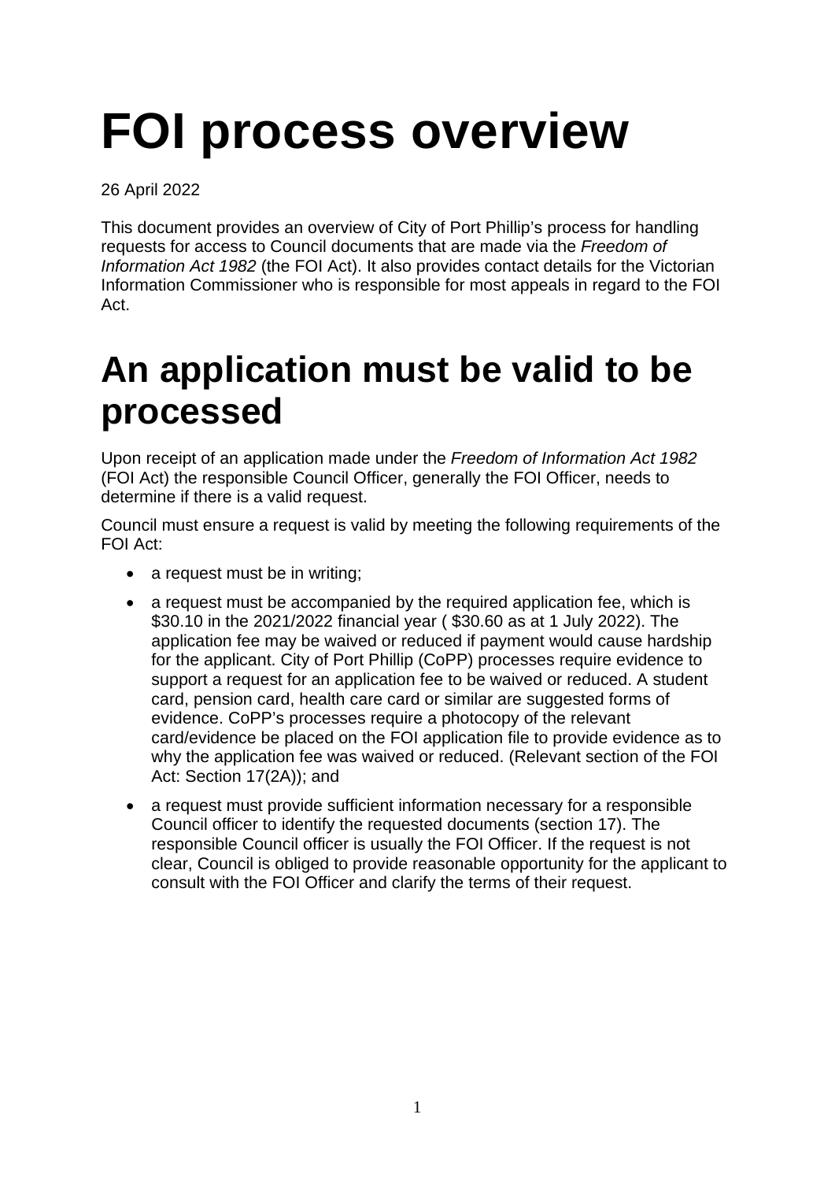# FOI process overview

26 April 2022

This document provides an overview of City of Port Phillip's process for handling requests for access to Council documents that are made via the *Freedom of Information Act 1982* (the FOI Act). It also provides contact details for the Victorian Information Commissioner who is responsible for most appeals in regard to the FOI Act.

# An application must be valid to be processed

Upon receipt of an application made under the *Freedom of Information Act 1982* (FOI Act) the responsible Council Officer, generally the FOI Officer, needs to determine if there is a valid request.

Council must ensure a request is valid by meeting the following requirements of the FOI Act:

- a request must be in writing;
- a request must be accompanied by the required application fee, which is $30.10 in the 2021/2022 financial year ( $30.60 as at 1 July 2022). The application fee may be waived or reduced if payment would cause hardship for the applicant. City of Port Phillip (CoPP) processes require evidence to support a request for an application fee to be waived or reduced. A student card, pension card, health care card or similar are suggested forms of evidence. CoPP's processes require a photocopy of the relevant card/evidence be placed on the FOI application file to provide evidence as to why the application fee was waived or reduced. (Relevant section of the FOI Act: Section 17(2A)); and
- a request must provide sufficient information necessary for a responsible Council officer to identify the requested documents (section 17). The responsible Council officer is usually the FOI Officer. If the request is not clear, Council is obliged to provide reasonable opportunity for the applicant to consult with the FOI Officer and clarify the terms of their request.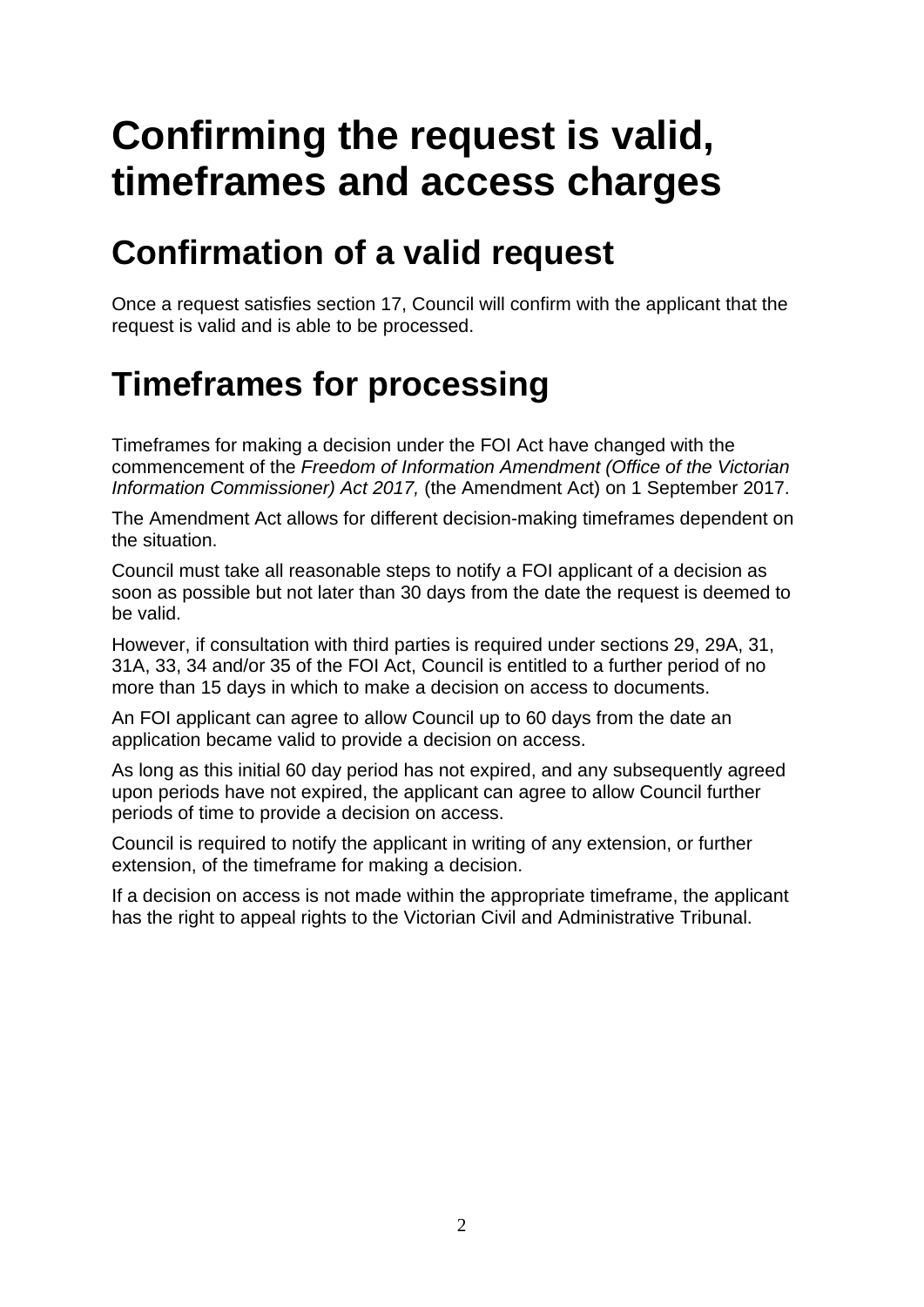# Confirming the request is valid, timeframes and access charges

## Confirmation of a valid request

Once a request satisfies section 17, Council will confirm with the applicant that the request is valid and is able to be processed.

## Timeframes for processing

Timeframes for making a decision under the FOI Act have changed with the commencement of the *Freedom of Information Amendment (Office of the Victorian Information Commissioner) Act 2017,* (the Amendment Act) on 1 September 2017.

The Amendment Act allows for different decision-making timeframes dependent on the situation.

Council must take all reasonable steps to notify a FOI applicant of a decision as soon as possible but not later than 30 days from the date the request is deemed to be valid.

However, if consultation with third parties is required under sections 29, 29A, 31, 31A, 33, 34 and/or 35 of the FOI Act, Council is entitled to a further period of no more than 15 days in which to make a decision on access to documents.

An FOI applicant can agree to allow Council up to 60 days from the date an application became valid to provide a decision on access.

As long as this initial 60 day period has not expired, and any subsequently agreed upon periods have not expired, the applicant can agree to allow Council further periods of time to provide a decision on access.

Council is required to notify the applicant in writing of any extension, or further extension, of the timeframe for making a decision.

If a decision on access is not made within the appropriate timeframe, the applicant has the right to appeal rights to the Victorian Civil and Administrative Tribunal.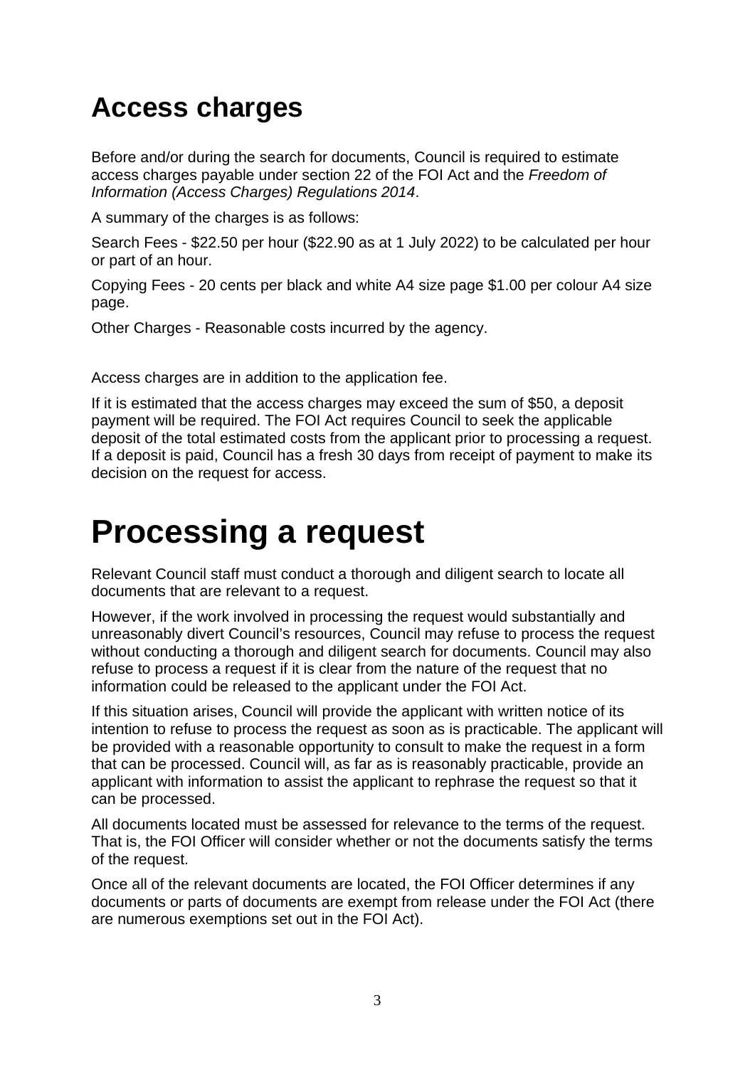## Access charges

Before and/or during the search for documents, Council is required to estimate access charges payable under section 22 of the FOI Act and the *Freedom of Information (Access Charges) Regulations 2014*.

A summary of the charges is as follows:

Search Fees - $22.50 per hour ($22.90 as at 1 July 2022) to be calculated per hour or part of an hour.

Copying Fees - 20 cents per black and white A4 size page $1.00 per colour A4 size page.

Other Charges - Reasonable costs incurred by the agency.

Access charges are in addition to the application fee.

If it is estimated that the access charges may exceed the sum of $50, a deposit payment will be required. The FOI Act requires Council to seek the applicable deposit of the total estimated costs from the applicant prior to processing a request. If a deposit is paid, Council has a fresh 30 days from receipt of payment to make its decision on the request for access.

# Processing a request

Relevant Council staff must conduct a thorough and diligent search to locate all documents that are relevant to a request.

However, if the work involved in processing the request would substantially and unreasonably divert Council's resources, Council may refuse to process the request without conducting a thorough and diligent search for documents. Council may also refuse to process a request if it is clear from the nature of the request that no information could be released to the applicant under the FOI Act.

If this situation arises, Council will provide the applicant with written notice of its intention to refuse to process the request as soon as is practicable. The applicant will be provided with a reasonable opportunity to consult to make the request in a form that can be processed. Council will, as far as is reasonably practicable, provide an applicant with information to assist the applicant to rephrase the request so that it can be processed.

All documents located must be assessed for relevance to the terms of the request. That is, the FOI Officer will consider whether or not the documents satisfy the terms of the request.

Once all of the relevant documents are located, the FOI Officer determines if any documents or parts of documents are exempt from release under the FOI Act (there are numerous exemptions set out in the FOI Act).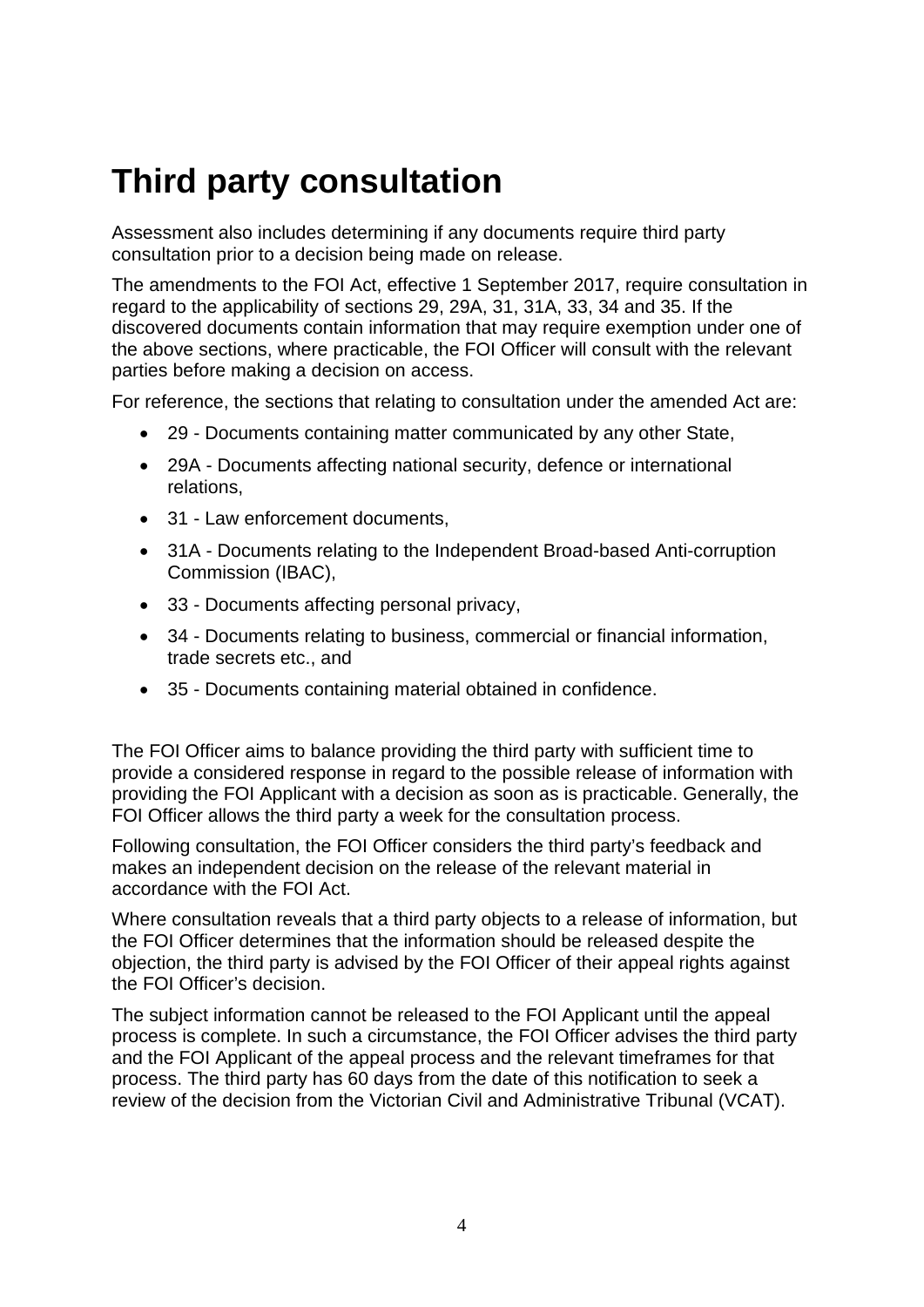# Third party consultation

Assessment also includes determining if any documents require third party consultation prior to a decision being made on release.

The amendments to the FOI Act, effective 1 September 2017, require consultation in regard to the applicability of sections 29, 29A, 31, 31A, 33, 34 and 35. If the discovered documents contain information that may require exemption under one of the above sections, where practicable, the FOI Officer will consult with the relevant parties before making a decision on access.

For reference, the sections that relating to consultation under the amended Act are:

- 29 - Documents containing matter communicated by any other State,
- 29A - Documents affecting national security, defence or international relations,
- 31 - Law enforcement documents,
- 31A - Documents relating to the Independent Broad-based Anti-corruption Commission (IBAC),
- 33 - Documents affecting personal privacy,
- 34 - Documents relating to business, commercial or financial information, trade secrets etc., and
- 35 - Documents containing material obtained in confidence.

The FOI Officer aims to balance providing the third party with sufficient time to provide a considered response in regard to the possible release of information with providing the FOI Applicant with a decision as soon as is practicable. Generally, the FOI Officer allows the third party a week for the consultation process.

Following consultation, the FOI Officer considers the third party's feedback and makes an independent decision on the release of the relevant material in accordance with the FOI Act.

Where consultation reveals that a third party objects to a release of information, but the FOI Officer determines that the information should be released despite the objection, the third party is advised by the FOI Officer of their appeal rights against the FOI Officer's decision.

The subject information cannot be released to the FOI Applicant until the appeal process is complete. In such a circumstance, the FOI Officer advises the third party and the FOI Applicant of the appeal process and the relevant timeframes for that process. The third party has 60 days from the date of this notification to seek a review of the decision from the Victorian Civil and Administrative Tribunal (VCAT).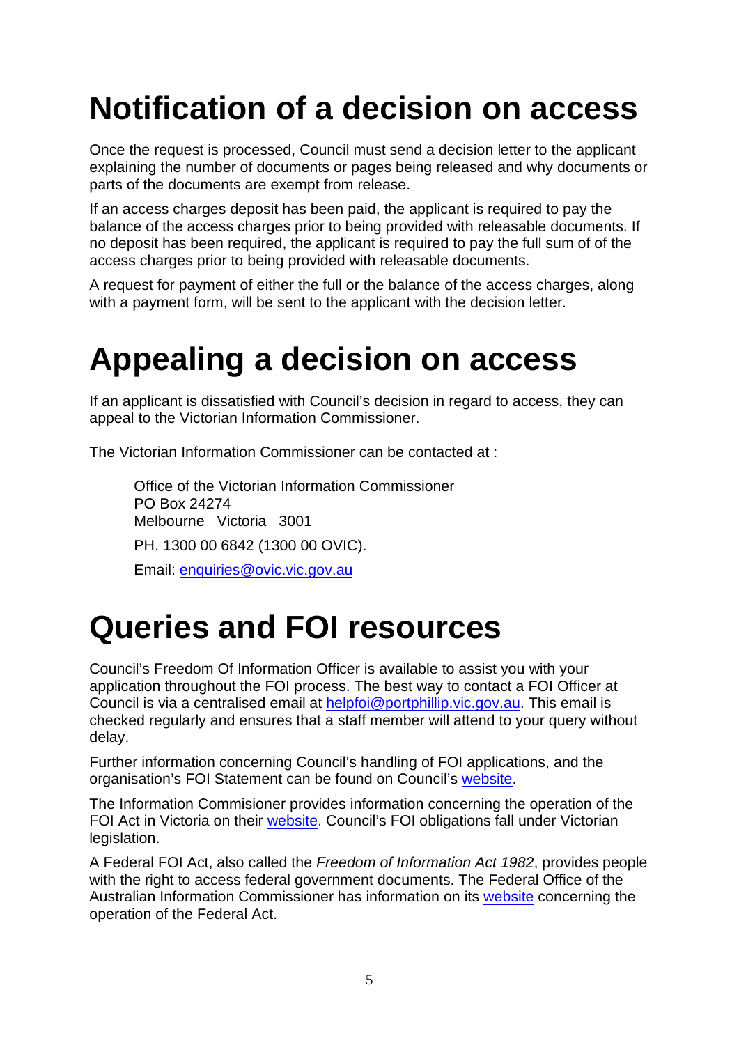# Notification of a decision on access

Once the request is processed, Council must send a decision letter to the applicant explaining the number of documents or pages being released and why documents or parts of the documents are exempt from release.

If an access charges deposit has been paid, the applicant is required to pay the balance of the access charges prior to being provided with releasable documents. If no deposit has been required, the applicant is required to pay the full sum of of the access charges prior to being provided with releasable documents.

A request for payment of either the full or the balance of the access charges, along with a payment form, will be sent to the applicant with the decision letter.

# Appealing a decision on access

If an applicant is dissatisfied with Council's decision in regard to access, they can appeal to the Victorian Information Commissioner.

The Victorian Information Commissioner can be contacted at :

> Office of the Victorian Information Commissioner
> PO Box 24274
> Melbourne Victoria 3001
>
> PH. 1300 00 6842 (1300 00 OVIC).
>
> Email: enquiries@ovic.vic.gov.au

# Queries and FOI resources

Council's Freedom Of Information Officer is available to assist you with your application throughout the FOI process. The best way to contact a FOI Officer at Council is via a centralised email at helpfoi@portphillip.vic.gov.au. This email is checked regularly and ensures that a staff member will attend to your query without delay.

Further information concerning Council's handling of FOI applications, and the organisation's FOI Statement can be found on Council's website.

The Information Commisioner provides information concerning the operation of the FOI Act in Victoria on their website. Council's FOI obligations fall under Victorian legislation.

A Federal FOI Act, also called the *Freedom of Information Act 1982*, provides people with the right to access federal government documents. The Federal Office of the Australian Information Commissioner has information on its website concerning the operation of the Federal Act.